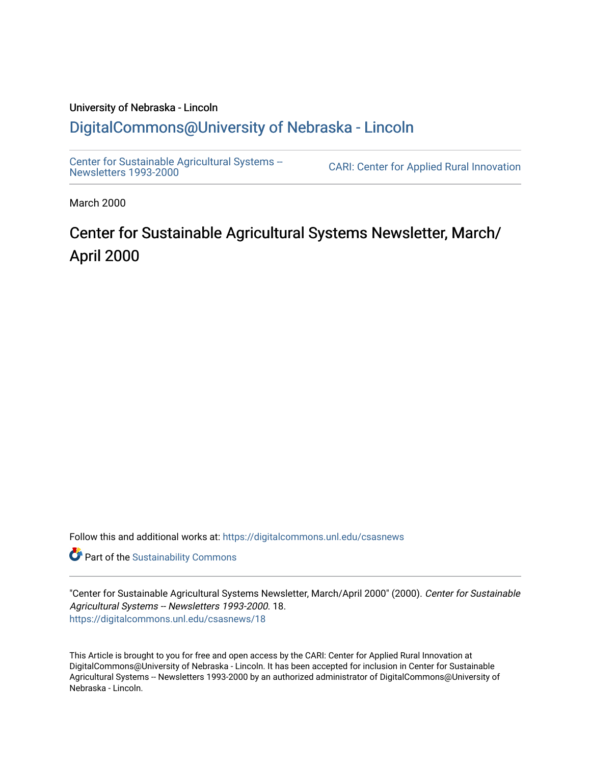University of Nebraska - Lincoln

# DigitalCommons@University of Nebraska - Lincoln

Center for Sustainable Agricultural Systems -- Newsletters 1993-2000

CARI: Center for Applied Rural Innovation

March 2000

## Center for Sustainable Agricultural Systems Newsletter, March/April 2000

Follow this and additional works at: https://digitalcommons.unl.edu/csasnews

Part of the Sustainability Commons

"Center for Sustainable Agricultural Systems Newsletter, March/April 2000" (2000). *Center for Sustainable Agricultural Systems -- Newsletters 1993-2000*. 18.
https://digitalcommons.unl.edu/csasnews/18

This Article is brought to you for free and open access by the CARI: Center for Applied Rural Innovation at DigitalCommons@University of Nebraska - Lincoln. It has been accepted for inclusion in Center for Sustainable Agricultural Systems -- Newsletters 1993-2000 by an authorized administrator of DigitalCommons@University of Nebraska - Lincoln.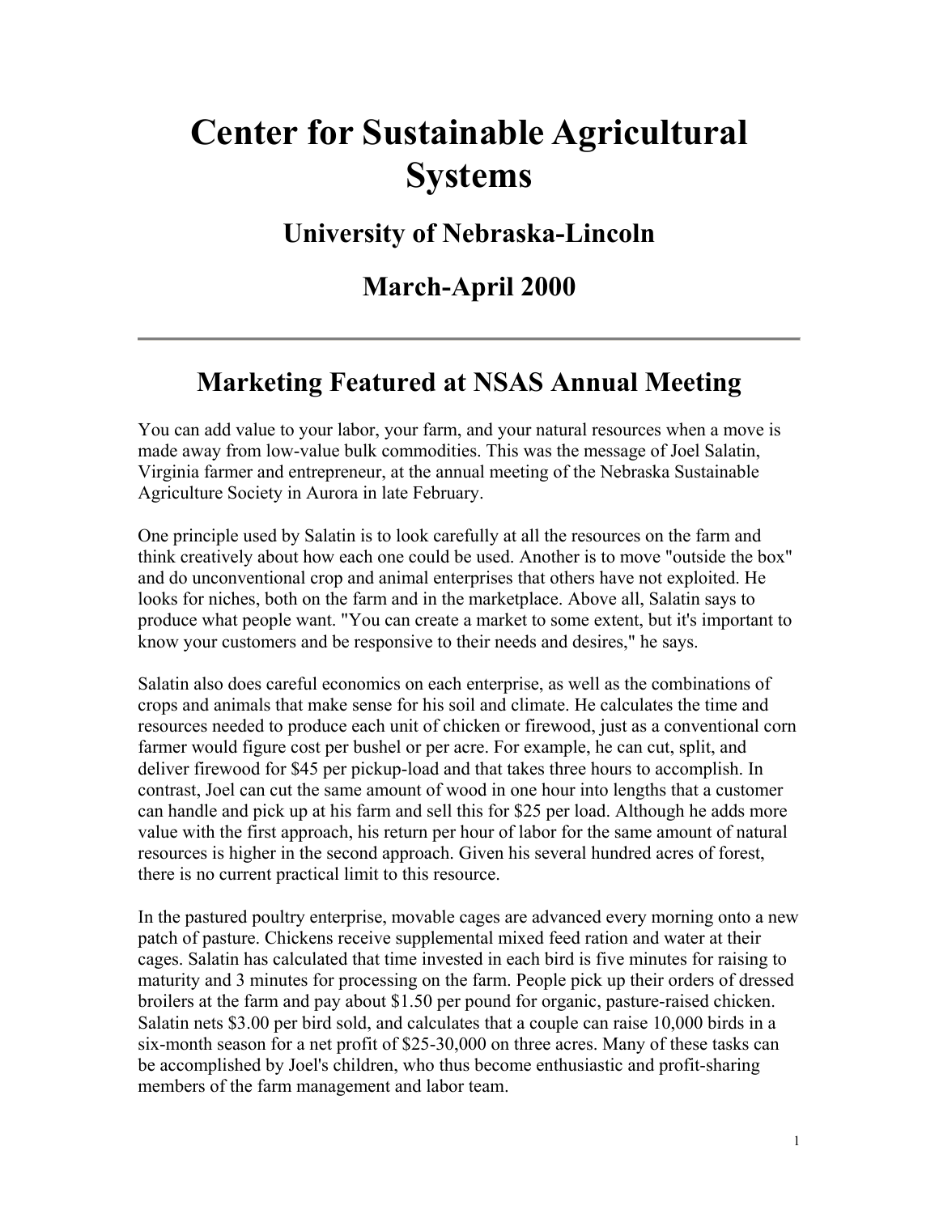# Center for Sustainable Agricultural Systems

## University of Nebraska-Lincoln

## March-April 2000

---

## Marketing Featured at NSAS Annual Meeting

You can add value to your labor, your farm, and your natural resources when a move is made away from low-value bulk commodities. This was the message of Joel Salatin, Virginia farmer and entrepreneur, at the annual meeting of the Nebraska Sustainable Agriculture Society in Aurora in late February.

One principle used by Salatin is to look carefully at all the resources on the farm and think creatively about how each one could be used. Another is to move "outside the box" and do unconventional crop and animal enterprises that others have not exploited. He looks for niches, both on the farm and in the marketplace. Above all, Salatin says to produce what people want. "You can create a market to some extent, but it's important to know your customers and be responsive to their needs and desires," he says.

Salatin also does careful economics on each enterprise, as well as the combinations of crops and animals that make sense for his soil and climate. He calculates the time and resources needed to produce each unit of chicken or firewood, just as a conventional corn farmer would figure cost per bushel or per acre. For example, he can cut, split, and deliver firewood for $45 per pickup-load and that takes three hours to accomplish. In contrast, Joel can cut the same amount of wood in one hour into lengths that a customer can handle and pick up at his farm and sell this for $25 per load. Although he adds more value with the first approach, his return per hour of labor for the same amount of natural resources is higher in the second approach. Given his several hundred acres of forest, there is no current practical limit to this resource.

In the pastured poultry enterprise, movable cages are advanced every morning onto a new patch of pasture. Chickens receive supplemental mixed feed ration and water at their cages. Salatin has calculated that time invested in each bird is five minutes for raising to maturity and 3 minutes for processing on the farm. People pick up their orders of dressed broilers at the farm and pay about $1.50 per pound for organic, pasture-raised chicken. Salatin nets $3.00 per bird sold, and calculates that a couple can raise 10,000 birds in a six-month season for a net profit of $25-30,000 on three acres. Many of these tasks can be accomplished by Joel's children, who thus become enthusiastic and profit-sharing members of the farm management and labor team.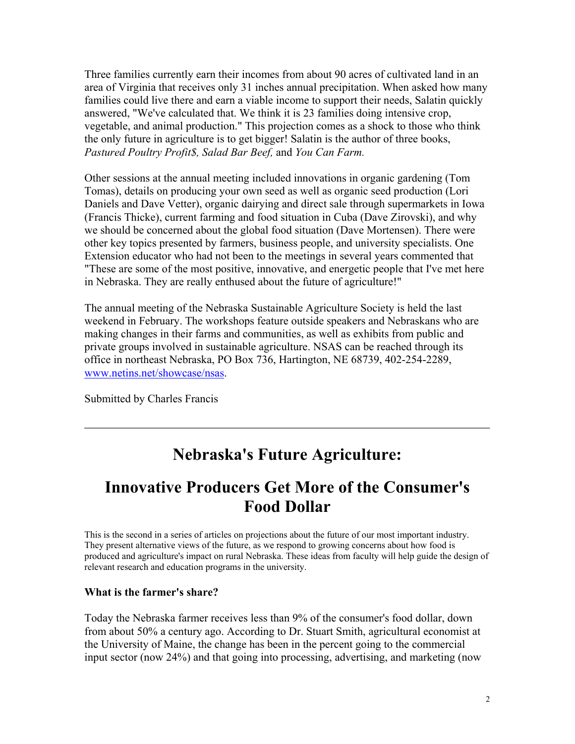Three families currently earn their incomes from about 90 acres of cultivated land in an area of Virginia that receives only 31 inches annual precipitation. When asked how many families could live there and earn a viable income to support their needs, Salatin quickly answered, "We've calculated that. We think it is 23 families doing intensive crop, vegetable, and animal production." This projection comes as a shock to those who think the only future in agriculture is to get bigger! Salatin is the author of three books, *Pastured Poultry Profit$, Salad Bar Beef,* and *You Can Farm.*

Other sessions at the annual meeting included innovations in organic gardening (Tom Tomas), details on producing your own seed as well as organic seed production (Lori Daniels and Dave Vetter), organic dairying and direct sale through supermarkets in Iowa (Francis Thicke), current farming and food situation in Cuba (Dave Zirovski), and why we should be concerned about the global food situation (Dave Mortensen). There were other key topics presented by farmers, business people, and university specialists. One Extension educator who had not been to the meetings in several years commented that "These are some of the most positive, innovative, and energetic people that I've met here in Nebraska. They are really enthused about the future of agriculture!"

The annual meeting of the Nebraska Sustainable Agriculture Society is held the last weekend in February. The workshops feature outside speakers and Nebraskans who are making changes in their farms and communities, as well as exhibits from public and private groups involved in sustainable agriculture. NSAS can be reached through its office in northeast Nebraska, PO Box 736, Hartington, NE 68739, 402-254-2289, [www.netins.net/showcase/nsas](www.netins.net/showcase/nsas).

Submitted by Charles Francis

---

# Nebraska's Future Agriculture:

# Innovative Producers Get More of the Consumer's Food Dollar

This is the second in a series of articles on projections about the future of our most important industry. They present alternative views of the future, as we respond to growing concerns about how food is produced and agriculture's impact on rural Nebraska. These ideas from faculty will help guide the design of relevant research and education programs in the university.

### What is the farmer's share?

Today the Nebraska farmer receives less than 9% of the consumer's food dollar, down from about 50% a century ago. According to Dr. Stuart Smith, agricultural economist at the University of Maine, the change has been in the percent going to the commercial input sector (now 24%) and that going into processing, advertising, and marketing (now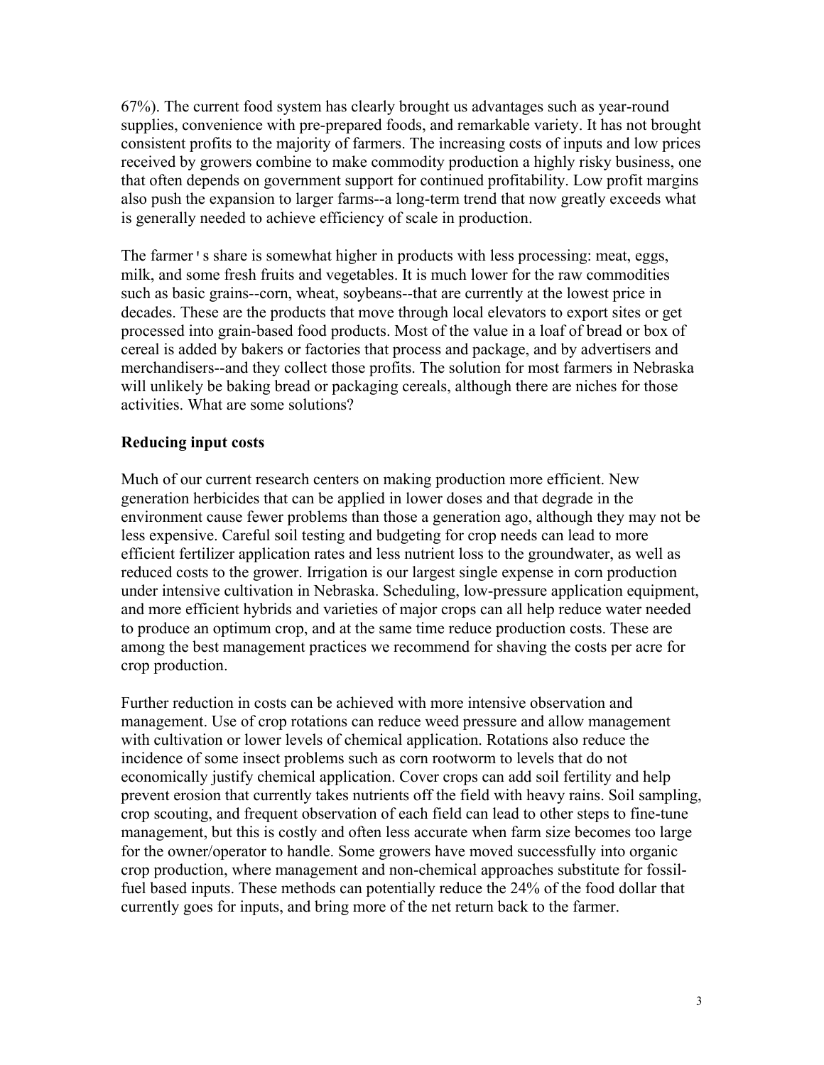67%). The current food system has clearly brought us advantages such as year-round supplies, convenience with pre-prepared foods, and remarkable variety. It has not brought consistent profits to the majority of farmers. The increasing costs of inputs and low prices received by growers combine to make commodity production a highly risky business, one that often depends on government support for continued profitability. Low profit margins also push the expansion to larger farms--a long-term trend that now greatly exceeds what is generally needed to achieve efficiency of scale in production.

The farmer's share is somewhat higher in products with less processing: meat, eggs, milk, and some fresh fruits and vegetables. It is much lower for the raw commodities such as basic grains--corn, wheat, soybeans--that are currently at the lowest price in decades. These are the products that move through local elevators to export sites or get processed into grain-based food products. Most of the value in a loaf of bread or box of cereal is added by bakers or factories that process and package, and by advertisers and merchandisers--and they collect those profits. The solution for most farmers in Nebraska will unlikely be baking bread or packaging cereals, although there are niches for those activities. What are some solutions?

**Reducing input costs**

Much of our current research centers on making production more efficient. New generation herbicides that can be applied in lower doses and that degrade in the environment cause fewer problems than those a generation ago, although they may not be less expensive. Careful soil testing and budgeting for crop needs can lead to more efficient fertilizer application rates and less nutrient loss to the groundwater, as well as reduced costs to the grower. Irrigation is our largest single expense in corn production under intensive cultivation in Nebraska. Scheduling, low-pressure application equipment, and more efficient hybrids and varieties of major crops can all help reduce water needed to produce an optimum crop, and at the same time reduce production costs. These are among the best management practices we recommend for shaving the costs per acre for crop production.

Further reduction in costs can be achieved with more intensive observation and management. Use of crop rotations can reduce weed pressure and allow management with cultivation or lower levels of chemical application. Rotations also reduce the incidence of some insect problems such as corn rootworm to levels that do not economically justify chemical application. Cover crops can add soil fertility and help prevent erosion that currently takes nutrients off the field with heavy rains. Soil sampling, crop scouting, and frequent observation of each field can lead to other steps to fine-tune management, but this is costly and often less accurate when farm size becomes too large for the owner/operator to handle. Some growers have moved successfully into organic crop production, where management and non-chemical approaches substitute for fossil-fuel based inputs. These methods can potentially reduce the 24% of the food dollar that currently goes for inputs, and bring more of the net return back to the farmer.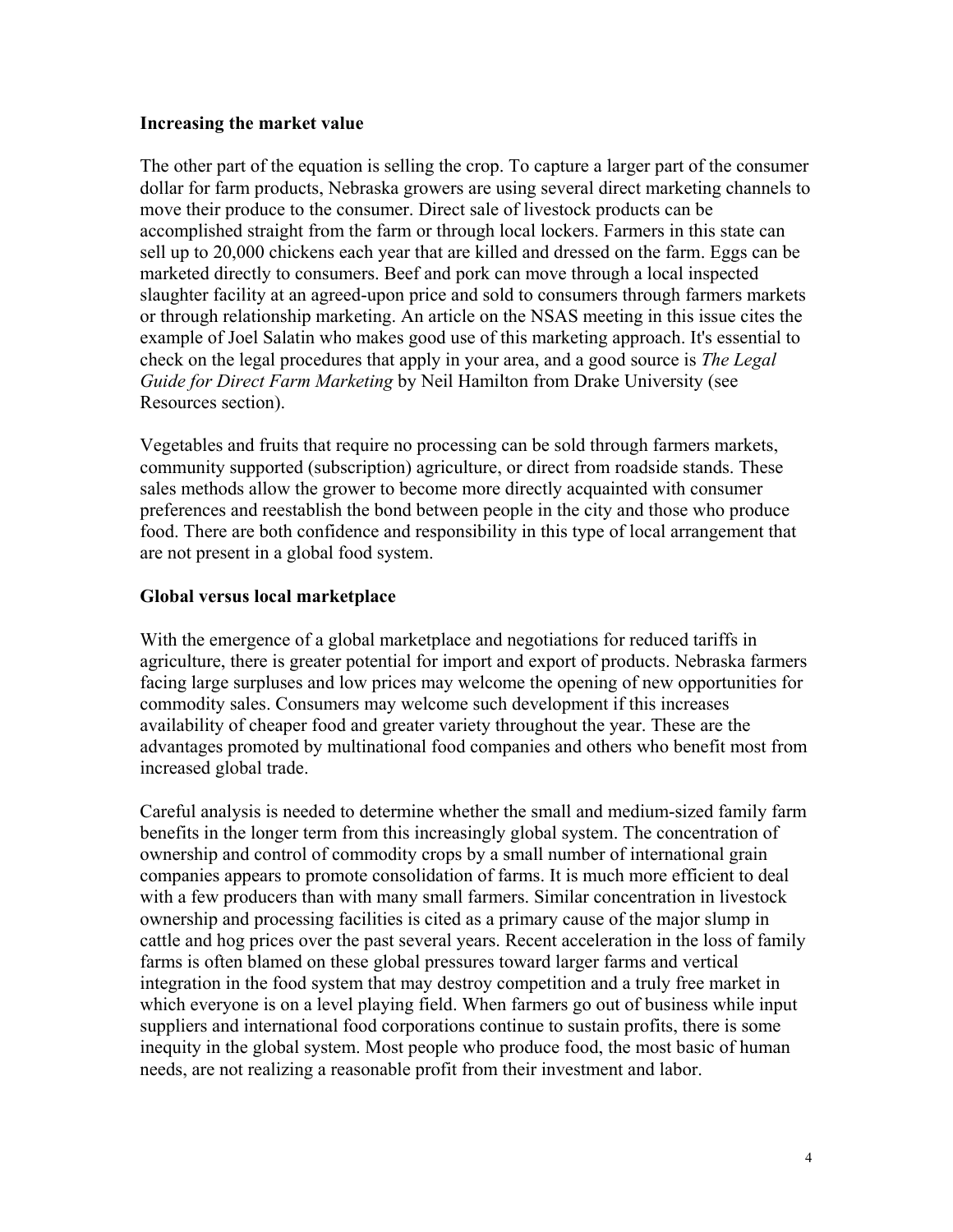### Increasing the market value

The other part of the equation is selling the crop. To capture a larger part of the consumer dollar for farm products, Nebraska growers are using several direct marketing channels to move their produce to the consumer. Direct sale of livestock products can be accomplished straight from the farm or through local lockers. Farmers in this state can sell up to 20,000 chickens each year that are killed and dressed on the farm. Eggs can be marketed directly to consumers. Beef and pork can move through a local inspected slaughter facility at an agreed-upon price and sold to consumers through farmers markets or through relationship marketing. An article on the NSAS meeting in this issue cites the example of Joel Salatin who makes good use of this marketing approach. It's essential to check on the legal procedures that apply in your area, and a good source is *The Legal Guide for Direct Farm Marketing* by Neil Hamilton from Drake University (see Resources section).

Vegetables and fruits that require no processing can be sold through farmers markets, community supported (subscription) agriculture, or direct from roadside stands. These sales methods allow the grower to become more directly acquainted with consumer preferences and reestablish the bond between people in the city and those who produce food. There are both confidence and responsibility in this type of local arrangement that are not present in a global food system.

### Global versus local marketplace

With the emergence of a global marketplace and negotiations for reduced tariffs in agriculture, there is greater potential for import and export of products. Nebraska farmers facing large surpluses and low prices may welcome the opening of new opportunities for commodity sales. Consumers may welcome such development if this increases availability of cheaper food and greater variety throughout the year. These are the advantages promoted by multinational food companies and others who benefit most from increased global trade.

Careful analysis is needed to determine whether the small and medium-sized family farm benefits in the longer term from this increasingly global system. The concentration of ownership and control of commodity crops by a small number of international grain companies appears to promote consolidation of farms. It is much more efficient to deal with a few producers than with many small farmers. Similar concentration in livestock ownership and processing facilities is cited as a primary cause of the major slump in cattle and hog prices over the past several years. Recent acceleration in the loss of family farms is often blamed on these global pressures toward larger farms and vertical integration in the food system that may destroy competition and a truly free market in which everyone is on a level playing field. When farmers go out of business while input suppliers and international food corporations continue to sustain profits, there is some inequity in the global system. Most people who produce food, the most basic of human needs, are not realizing a reasonable profit from their investment and labor.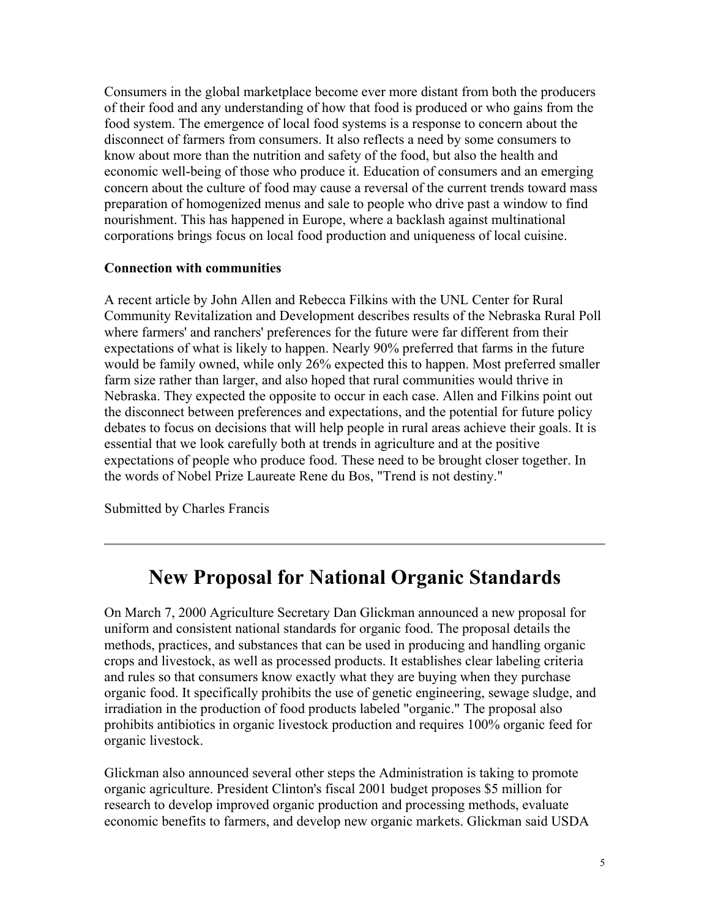Consumers in the global marketplace become ever more distant from both the producers of their food and any understanding of how that food is produced or who gains from the food system. The emergence of local food systems is a response to concern about the disconnect of farmers from consumers. It also reflects a need by some consumers to know about more than the nutrition and safety of the food, but also the health and economic well-being of those who produce it. Education of consumers and an emerging concern about the culture of food may cause a reversal of the current trends toward mass preparation of homogenized menus and sale to people who drive past a window to find nourishment. This has happened in Europe, where a backlash against multinational corporations brings focus on local food production and uniqueness of local cuisine.

**Connection with communities**

A recent article by John Allen and Rebecca Filkins with the UNL Center for Rural Community Revitalization and Development describes results of the Nebraska Rural Poll where farmers' and ranchers' preferences for the future were far different from their expectations of what is likely to happen. Nearly 90% preferred that farms in the future would be family owned, while only 26% expected this to happen. Most preferred smaller farm size rather than larger, and also hoped that rural communities would thrive in Nebraska. They expected the opposite to occur in each case. Allen and Filkins point out the disconnect between preferences and expectations, and the potential for future policy debates to focus on decisions that will help people in rural areas achieve their goals. It is essential that we look carefully both at trends in agriculture and at the positive expectations of people who produce food. These need to be brought closer together. In the words of Nobel Prize Laureate Rene du Bos, "Trend is not destiny."

Submitted by Charles Francis

---

# New Proposal for National Organic Standards

On March 7, 2000 Agriculture Secretary Dan Glickman announced a new proposal for uniform and consistent national standards for organic food. The proposal details the methods, practices, and substances that can be used in producing and handling organic crops and livestock, as well as processed products. It establishes clear labeling criteria and rules so that consumers know exactly what they are buying when they purchase organic food. It specifically prohibits the use of genetic engineering, sewage sludge, and irradiation in the production of food products labeled "organic." The proposal also prohibits antibiotics in organic livestock production and requires 100% organic feed for organic livestock.

Glickman also announced several other steps the Administration is taking to promote organic agriculture. President Clinton's fiscal 2001 budget proposes $5 million for research to develop improved organic production and processing methods, evaluate economic benefits to farmers, and develop new organic markets. Glickman said USDA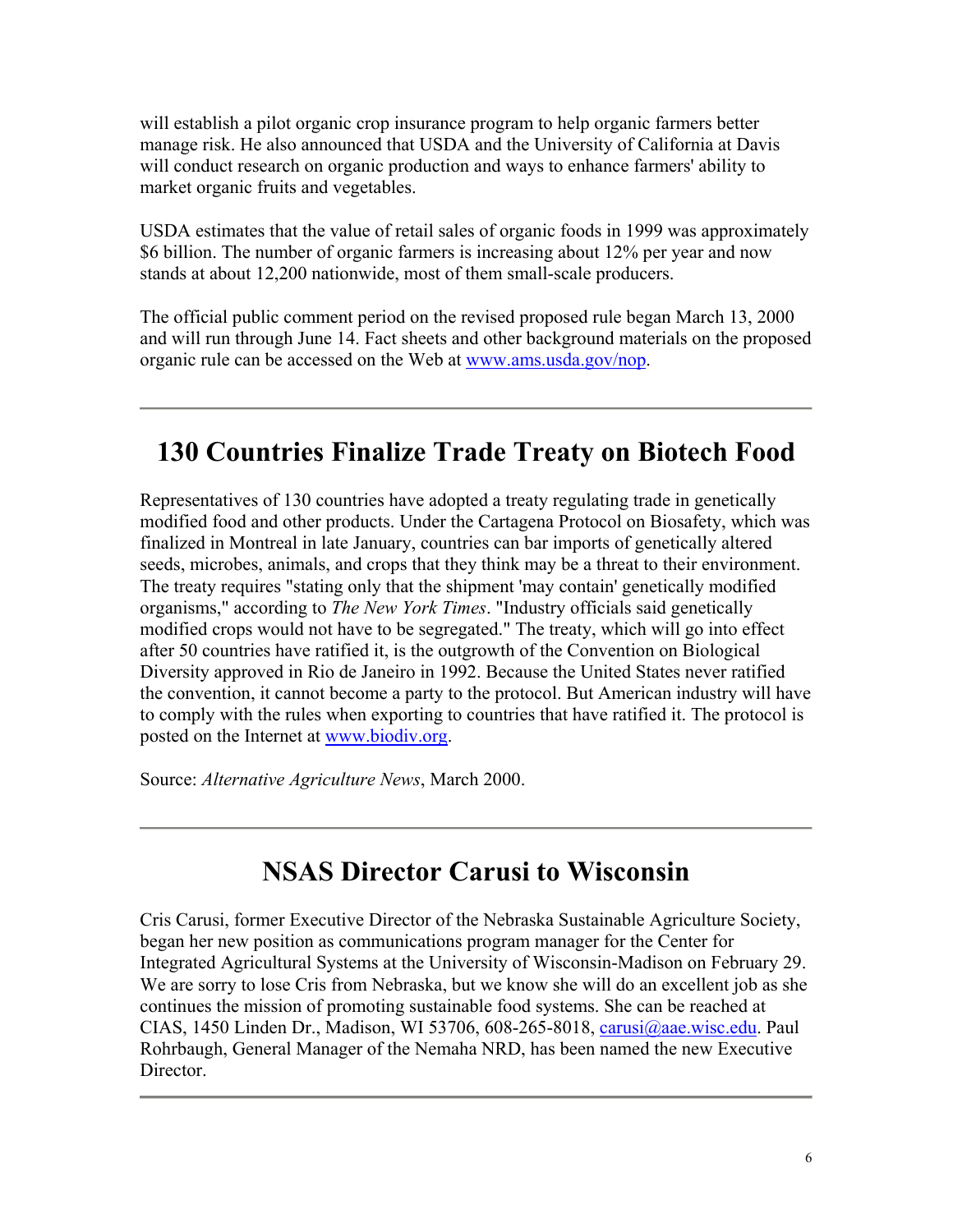will establish a pilot organic crop insurance program to help organic farmers better manage risk. He also announced that USDA and the University of California at Davis will conduct research on organic production and ways to enhance farmers' ability to market organic fruits and vegetables.

USDA estimates that the value of retail sales of organic foods in 1999 was approximately $6 billion. The number of organic farmers is increasing about 12% per year and now stands at about 12,200 nationwide, most of them small-scale producers.

The official public comment period on the revised proposed rule began March 13, 2000 and will run through June 14. Fact sheets and other background materials on the proposed organic rule can be accessed on the Web at [www.ams.usda.gov/nop](http://www.ams.usda.gov/nop).

---

# 130 Countries Finalize Trade Treaty on Biotech Food

Representatives of 130 countries have adopted a treaty regulating trade in genetically modified food and other products. Under the Cartagena Protocol on Biosafety, which was finalized in Montreal in late January, countries can bar imports of genetically altered seeds, microbes, animals, and crops that they think may be a threat to their environment. The treaty requires "stating only that the shipment 'may contain' genetically modified organisms," according to *The New York Times*. "Industry officials said genetically modified crops would not have to be segregated." The treaty, which will go into effect after 50 countries have ratified it, is the outgrowth of the Convention on Biological Diversity approved in Rio de Janeiro in 1992. Because the United States never ratified the convention, it cannot become a party to the protocol. But American industry will have to comply with the rules when exporting to countries that have ratified it. The protocol is posted on the Internet at [www.biodiv.org](http://www.biodiv.org).

Source: *Alternative Agriculture News*, March 2000.

---

# NSAS Director Carusi to Wisconsin

Cris Carusi, former Executive Director of the Nebraska Sustainable Agriculture Society, began her new position as communications program manager for the Center for Integrated Agricultural Systems at the University of Wisconsin-Madison on February 29. We are sorry to lose Cris from Nebraska, but we know she will do an excellent job as she continues the mission of promoting sustainable food systems. She can be reached at CIAS, 1450 Linden Dr., Madison, WI 53706, 608-265-8018, [carusi@aae.wisc.edu](mailto:carusi@aae.wisc.edu). Paul Rohrbaugh, General Manager of the Nemaha NRD, has been named the new Executive Director.

---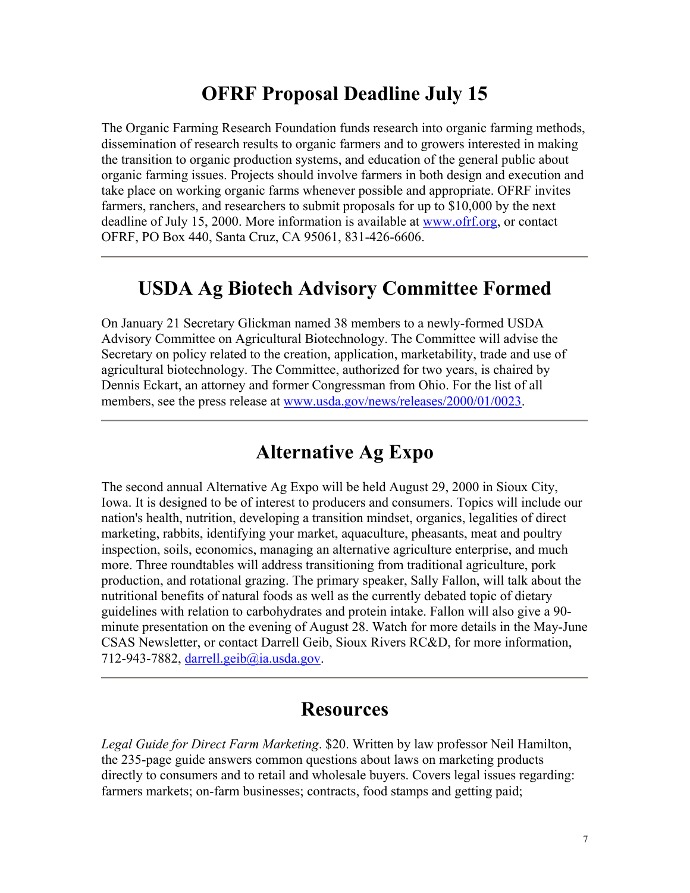## OFRF Proposal Deadline July 15

The Organic Farming Research Foundation funds research into organic farming methods, dissemination of research results to organic farmers and to growers interested in making the transition to organic production systems, and education of the general public about organic farming issues. Projects should involve farmers in both design and execution and take place on working organic farms whenever possible and appropriate. OFRF invites farmers, ranchers, and researchers to submit proposals for up to $10,000 by the next deadline of July 15, 2000. More information is available at [www.ofrf.org](http://www.ofrf.org), or contact OFRF, PO Box 440, Santa Cruz, CA 95061, 831-426-6606.

---

## USDA Ag Biotech Advisory Committee Formed

On January 21 Secretary Glickman named 38 members to a newly-formed USDA Advisory Committee on Agricultural Biotechnology. The Committee will advise the Secretary on policy related to the creation, application, marketability, trade and use of agricultural biotechnology. The Committee, authorized for two years, is chaired by Dennis Eckart, an attorney and former Congressman from Ohio. For the list of all members, see the press release at [www.usda.gov/news/releases/2000/01/0023](http://www.usda.gov/news/releases/2000/01/0023).

---

## Alternative Ag Expo

The second annual Alternative Ag Expo will be held August 29, 2000 in Sioux City, Iowa. It is designed to be of interest to producers and consumers. Topics will include our nation's health, nutrition, developing a transition mindset, organics, legalities of direct marketing, rabbits, identifying your market, aquaculture, pheasants, meat and poultry inspection, soils, economics, managing an alternative agriculture enterprise, and much more. Three roundtables will address transitioning from traditional agriculture, pork production, and rotational grazing. The primary speaker, Sally Fallon, will talk about the nutritional benefits of natural foods as well as the currently debated topic of dietary guidelines with relation to carbohydrates and protein intake. Fallon will also give a 90-minute presentation on the evening of August 28. Watch for more details in the May-June CSAS Newsletter, or contact Darrell Geib, Sioux Rivers RC&D, for more information, 712-943-7882, [darrell.geib@ia.usda.gov](mailto:darrell.geib@ia.usda.gov).

---

## Resources

*Legal Guide for Direct Farm Marketing*. $20. Written by law professor Neil Hamilton, the 235-page guide answers common questions about laws on marketing products directly to consumers and to retail and wholesale buyers. Covers legal issues regarding: farmers markets; on-farm businesses; contracts, food stamps and getting paid;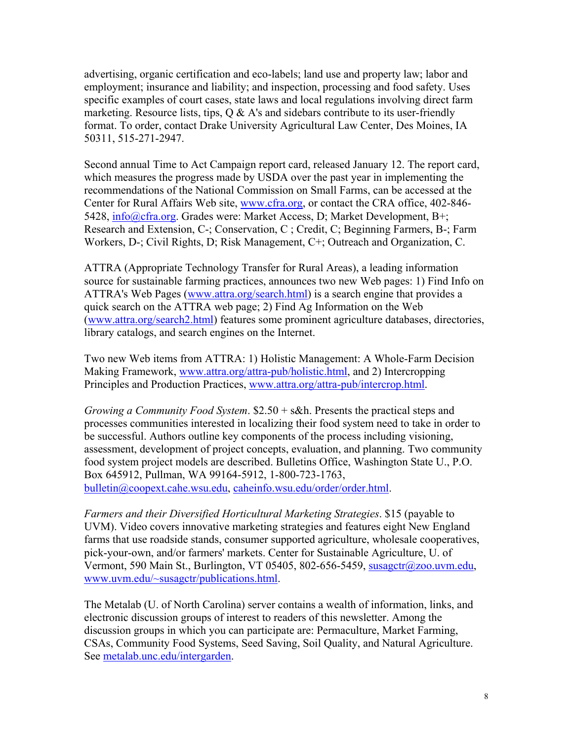advertising, organic certification and eco-labels; land use and property law; labor and employment; insurance and liability; and inspection, processing and food safety. Uses specific examples of court cases, state laws and local regulations involving direct farm marketing. Resource lists, tips, Q & A's and sidebars contribute to its user-friendly format. To order, contact Drake University Agricultural Law Center, Des Moines, IA 50311, 515-271-2947.

Second annual Time to Act Campaign report card, released January 12. The report card, which measures the progress made by USDA over the past year in implementing the recommendations of the National Commission on Small Farms, can be accessed at the Center for Rural Affairs Web site, www.cfra.org, or contact the CRA office, 402-846-5428, info@cfra.org. Grades were: Market Access, D; Market Development, B+; Research and Extension, C-; Conservation, C ; Credit, C; Beginning Farmers, B-; Farm Workers, D-; Civil Rights, D; Risk Management, C+; Outreach and Organization, C.

ATTRA (Appropriate Technology Transfer for Rural Areas), a leading information source for sustainable farming practices, announces two new Web pages: 1) Find Info on ATTRA's Web Pages (www.attra.org/search.html) is a search engine that provides a quick search on the ATTRA web page; 2) Find Ag Information on the Web (www.attra.org/search2.html) features some prominent agriculture databases, directories, library catalogs, and search engines on the Internet.

Two new Web items from ATTRA: 1) Holistic Management: A Whole-Farm Decision Making Framework, www.attra.org/attra-pub/holistic.html, and 2) Intercropping Principles and Production Practices, www.attra.org/attra-pub/intercrop.html.

*Growing a Community Food System*. $2.50 + s&h. Presents the practical steps and processes communities interested in localizing their food system need to take in order to be successful. Authors outline key components of the process including visioning, assessment, development of project concepts, evaluation, and planning. Two community food system project models are described. Bulletins Office, Washington State U., P.O. Box 645912, Pullman, WA 99164-5912, 1-800-723-1763, bulletin@coopext.cahe.wsu.edu, caheinfo.wsu.edu/order/order.html.

*Farmers and their Diversified Horticultural Marketing Strategies*. $15 (payable to UVM). Video covers innovative marketing strategies and features eight New England farms that use roadside stands, consumer supported agriculture, wholesale cooperatives, pick-your-own, and/or farmers' markets. Center for Sustainable Agriculture, U. of Vermont, 590 Main St., Burlington, VT 05405, 802-656-5459, susagctr@zoo.uvm.edu, www.uvm.edu/~susagctr/publications.html.

The Metalab (U. of North Carolina) server contains a wealth of information, links, and electronic discussion groups of interest to readers of this newsletter. Among the discussion groups in which you can participate are: Permaculture, Market Farming, CSAs, Community Food Systems, Seed Saving, Soil Quality, and Natural Agriculture. See metalab.unc.edu/intergarden.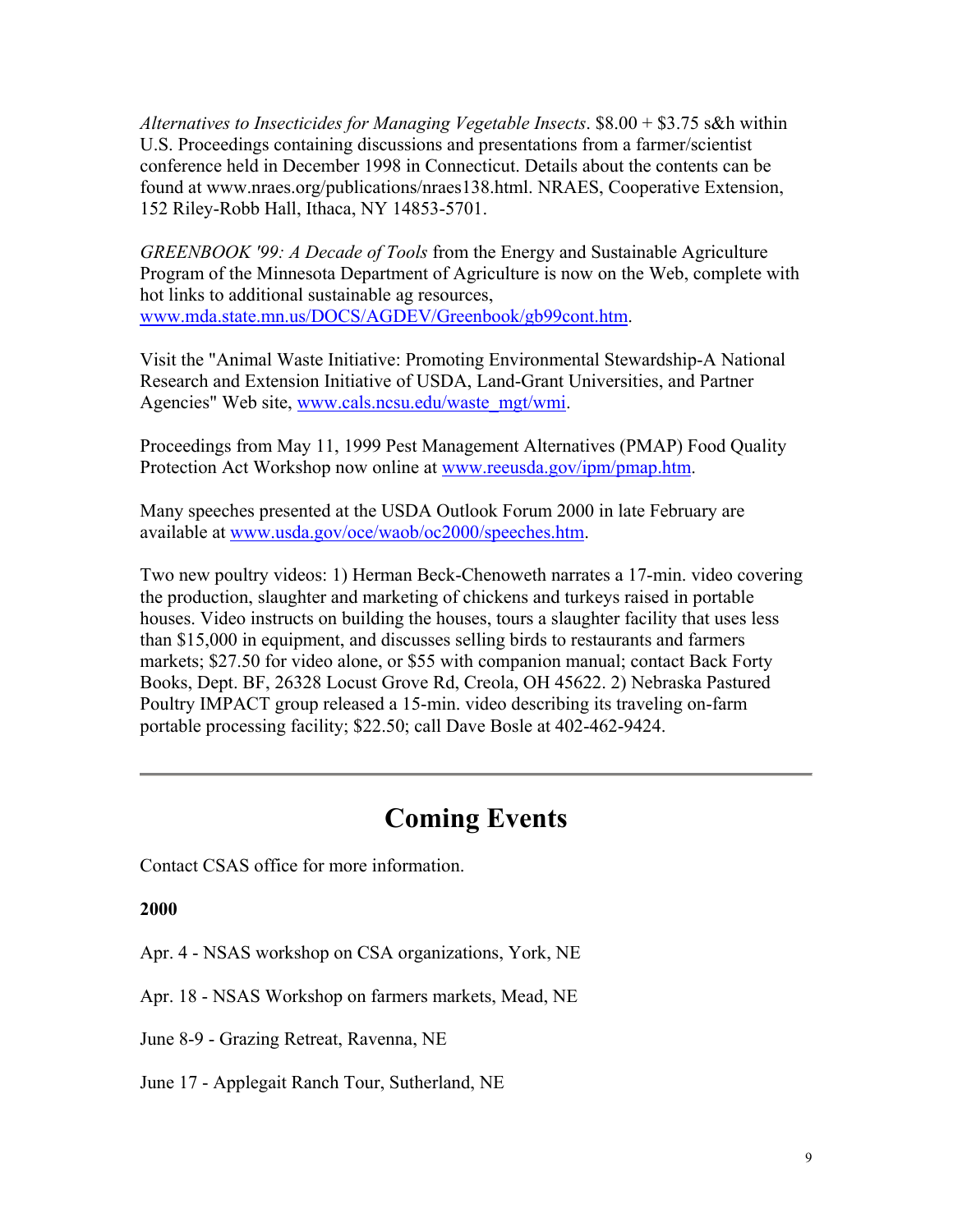*Alternatives to Insecticides for Managing Vegetable Insects*. $8.00 + $3.75 s&h within U.S. Proceedings containing discussions and presentations from a farmer/scientist conference held in December 1998 in Connecticut. Details about the contents can be found at www.nraes.org/publications/nraes138.html. NRAES, Cooperative Extension, 152 Riley-Robb Hall, Ithaca, NY 14853-5701.

*GREENBOOK '99: A Decade of Tools* from the Energy and Sustainable Agriculture Program of the Minnesota Department of Agriculture is now on the Web, complete with hot links to additional sustainable ag resources, [www.mda.state.mn.us/DOCS/AGDEV/Greenbook/gb99cont.htm](www.mda.state.mn.us/DOCS/AGDEV/Greenbook/gb99cont.htm).

Visit the "Animal Waste Initiative: Promoting Environmental Stewardship-A National Research and Extension Initiative of USDA, Land-Grant Universities, and Partner Agencies" Web site, [www.cals.ncsu.edu/waste_mgt/wmi](www.cals.ncsu.edu/waste_mgt/wmi).

Proceedings from May 11, 1999 Pest Management Alternatives (PMAP) Food Quality Protection Act Workshop now online at [www.reeusda.gov/ipm/pmap.htm](www.reeusda.gov/ipm/pmap.htm).

Many speeches presented at the USDA Outlook Forum 2000 in late February are available at [www.usda.gov/oce/waob/oc2000/speeches.htm](www.usda.gov/oce/waob/oc2000/speeches.htm).

Two new poultry videos: 1) Herman Beck-Chenoweth narrates a 17-min. video covering the production, slaughter and marketing of chickens and turkeys raised in portable houses. Video instructs on building the houses, tours a slaughter facility that uses less than $15,000 in equipment, and discusses selling birds to restaurants and farmers markets; $27.50 for video alone, or $55 with companion manual; contact Back Forty Books, Dept. BF, 26328 Locust Grove Rd, Creola, OH 45622. 2) Nebraska Pastured Poultry IMPACT group released a 15-min. video describing its traveling on-farm portable processing facility; $22.50; call Dave Bosle at 402-462-9424.

---

# Coming Events

Contact CSAS office for more information.

**2000**

Apr. 4 - NSAS workshop on CSA organizations, York, NE

Apr. 18 - NSAS Workshop on farmers markets, Mead, NE

June 8-9 - Grazing Retreat, Ravenna, NE

June 17 - Applegait Ranch Tour, Sutherland, NE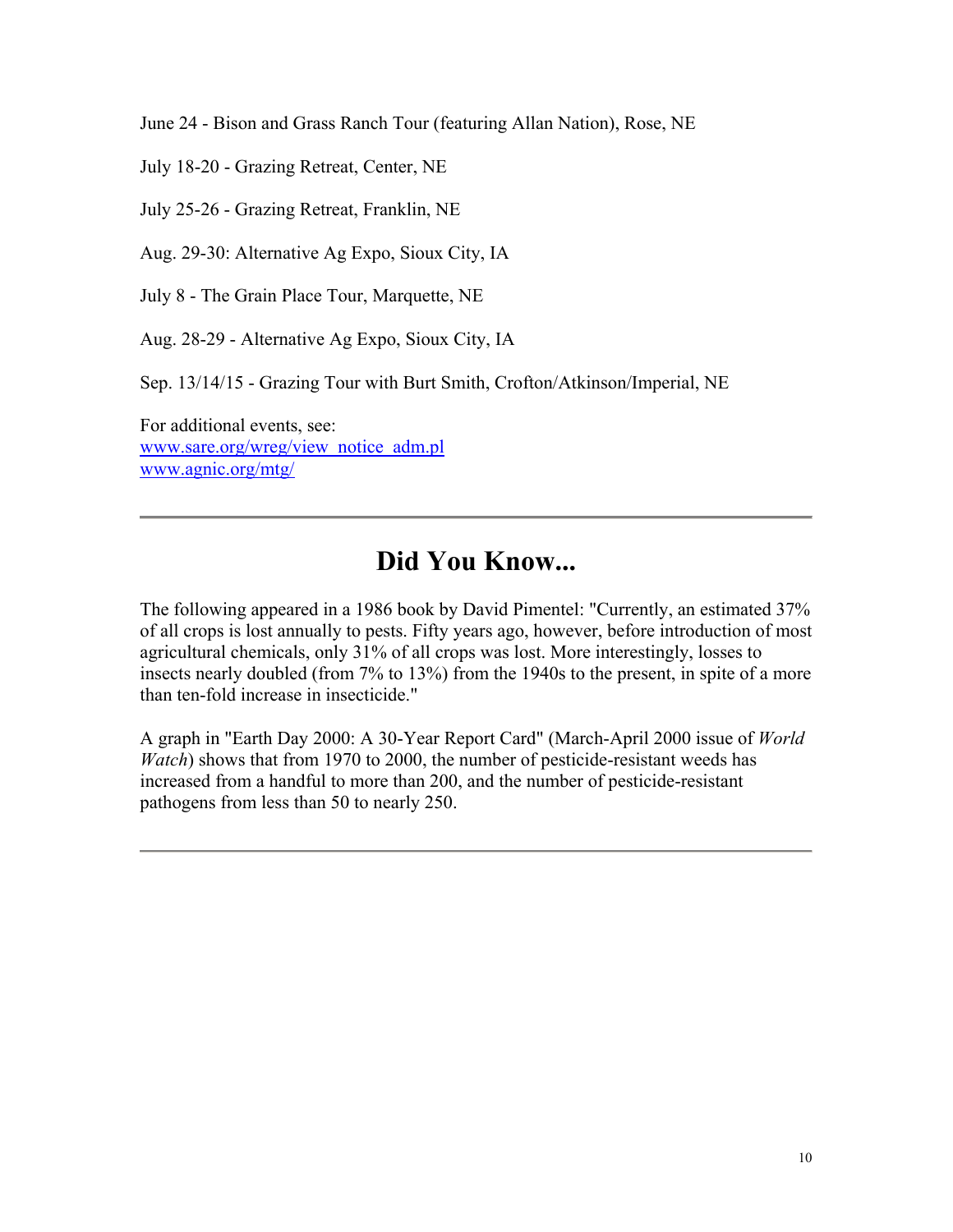June 24 - Bison and Grass Ranch Tour (featuring Allan Nation), Rose, NE

July 18-20 - Grazing Retreat, Center, NE

July 25-26 - Grazing Retreat, Franklin, NE

Aug. 29-30: Alternative Ag Expo, Sioux City, IA

July 8 - The Grain Place Tour, Marquette, NE

Aug. 28-29 - Alternative Ag Expo, Sioux City, IA

Sep. 13/14/15 - Grazing Tour with Burt Smith, Crofton/Atkinson/Imperial, NE

For additional events, see:
[www.sare.org/wreg/view_notice_adm.pl](www.sare.org/wreg/view_notice_adm.pl)
[www.agnic.org/mtg/](www.agnic.org/mtg/)

---

## Did You Know...

The following appeared in a 1986 book by David Pimentel: "Currently, an estimated 37% of all crops is lost annually to pests. Fifty years ago, however, before introduction of most agricultural chemicals, only 31% of all crops was lost. More interestingly, losses to insects nearly doubled (from 7% to 13%) from the 1940s to the present, in spite of a more than ten-fold increase in insecticide."

A graph in "Earth Day 2000: A 30-Year Report Card" (March-April 2000 issue of *World Watch*) shows that from 1970 to 2000, the number of pesticide-resistant weeds has increased from a handful to more than 200, and the number of pesticide-resistant pathogens from less than 50 to nearly 250.

---